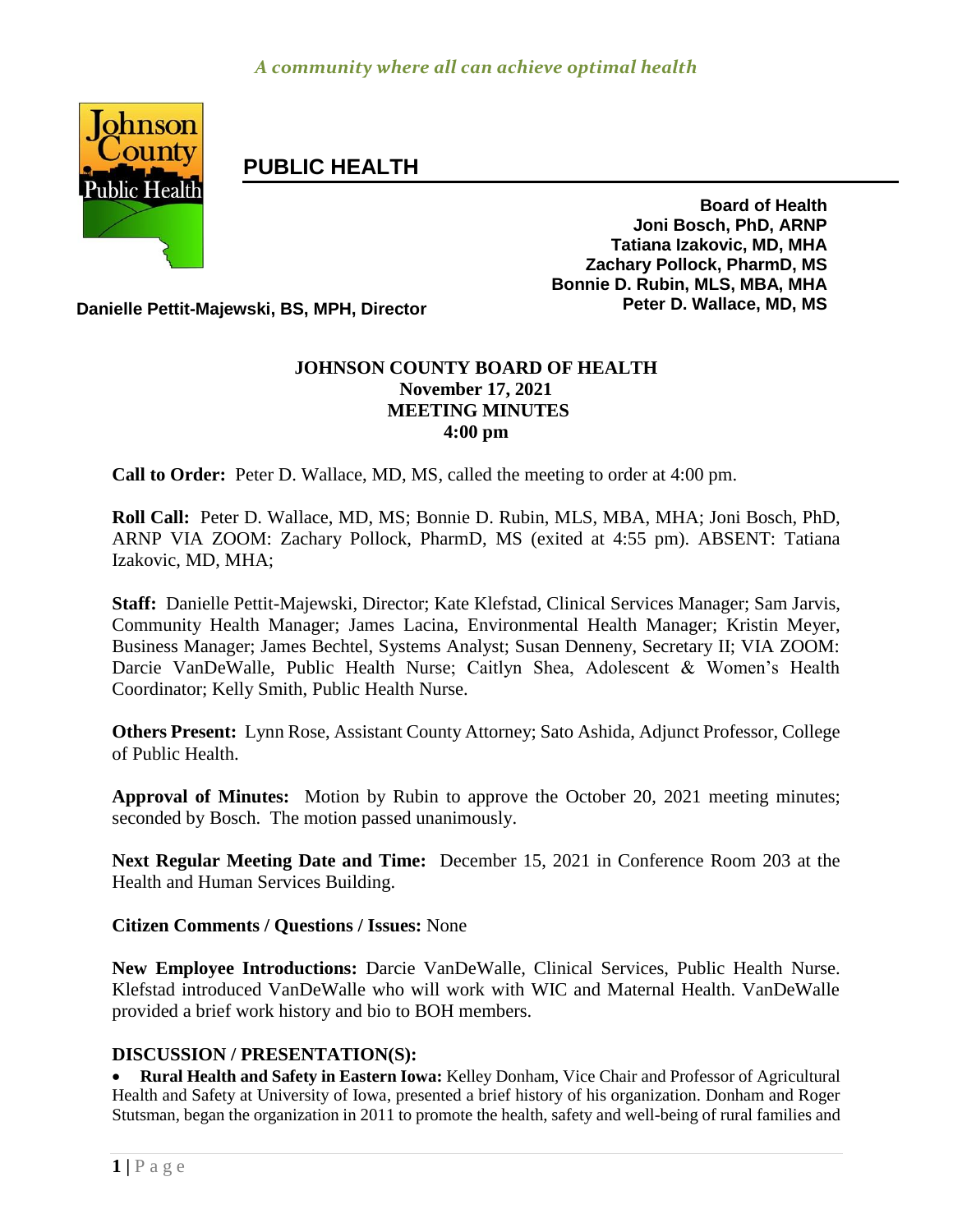*A community where all can achieve optimal health*

## PUBLIC HEALTH

**Board of Health**
**Joni Bosch, PhD, ARNP**
**Tatiana Izakovic, MD, MHA**
**Zachary Pollock, PharmD, MS**
**Bonnie D. Rubin, MLS, MBA, MHA**
**Peter D. Wallace, MD, MS**

**Danielle Pettit-Majewski, BS, MPH, Director**

# JOHNSON COUNTY BOARD OF HEALTH
## November 17, 2021
## MEETING MINUTES
## 4:00 pm

**Call to Order:** Peter D. Wallace, MD, MS, called the meeting to order at 4:00 pm.

**Roll Call:** Peter D. Wallace, MD, MS; Bonnie D. Rubin, MLS, MBA, MHA; Joni Bosch, PhD, ARNP VIA ZOOM: Zachary Pollock, PharmD, MS (exited at 4:55 pm). ABSENT: Tatiana Izakovic, MD, MHA;

**Staff:** Danielle Pettit-Majewski, Director; Kate Klefstad, Clinical Services Manager; Sam Jarvis, Community Health Manager; James Lacina, Environmental Health Manager; Kristin Meyer, Business Manager; James Bechtel, Systems Analyst; Susan Denneny, Secretary II; VIA ZOOM: Darcie VanDeWalle, Public Health Nurse; Caitlyn Shea, Adolescent & Women's Health Coordinator; Kelly Smith, Public Health Nurse.

**Others Present:** Lynn Rose, Assistant County Attorney; Sato Ashida, Adjunct Professor, College of Public Health.

**Approval of Minutes:** Motion by Rubin to approve the October 20, 2021 meeting minutes; seconded by Bosch. The motion passed unanimously.

**Next Regular Meeting Date and Time:** December 15, 2021 in Conference Room 203 at the Health and Human Services Building.

**Citizen Comments / Questions / Issues:** None

**New Employee Introductions:** Darcie VanDeWalle, Clinical Services, Public Health Nurse. Klefstad introduced VanDeWalle who will work with WIC and Maternal Health. VanDeWalle provided a brief work history and bio to BOH members.

### DISCUSSION / PRESENTATION(S):

- **Rural Health and Safety in Eastern Iowa:** Kelley Donham, Vice Chair and Professor of Agricultural Health and Safety at University of Iowa, presented a brief history of his organization. Donham and Roger Stutsman, began the organization in 2011 to promote the health, safety and well-being of rural families and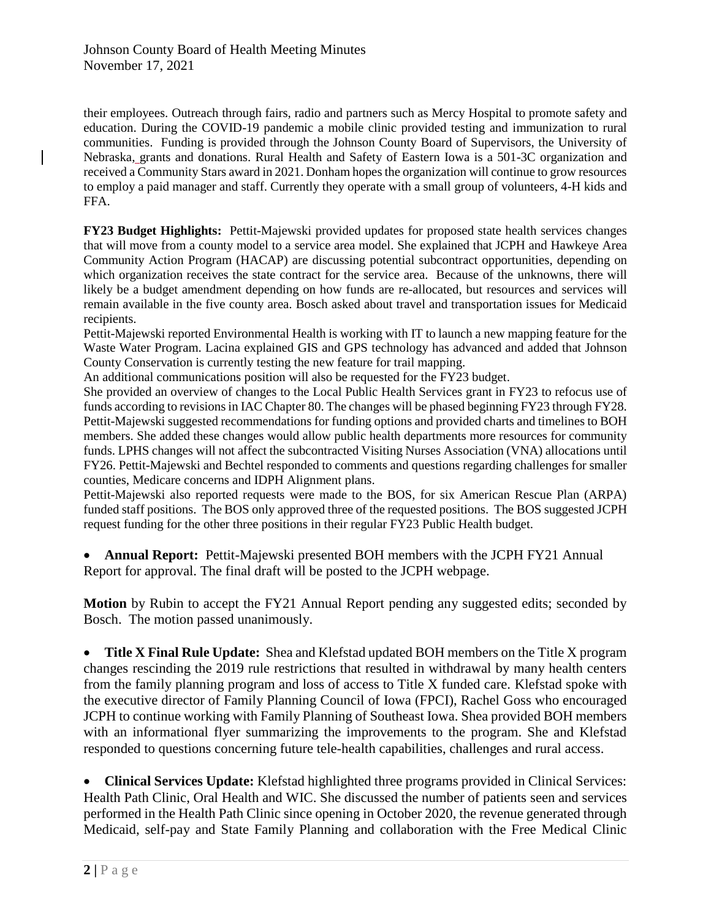their employees. Outreach through fairs, radio and partners such as Mercy Hospital to promote safety and education. During the COVID-19 pandemic a mobile clinic provided testing and immunization to rural communities. Funding is provided through the Johnson County Board of Supervisors, the University of Nebraska, grants and donations. Rural Health and Safety of Eastern Iowa is a 501-3C organization and received a Community Stars award in 2021. Donham hopes the organization will continue to grow resources to employ a paid manager and staff. Currently they operate with a small group of volunteers, 4-H kids and FFA.

**FY23 Budget Highlights:** Pettit-Majewski provided updates for proposed state health services changes that will move from a county model to a service area model. She explained that JCPH and Hawkeye Area Community Action Program (HACAP) are discussing potential subcontract opportunities, depending on which organization receives the state contract for the service area. Because of the unknowns, there will likely be a budget amendment depending on how funds are re-allocated, but resources and services will remain available in the five county area. Bosch asked about travel and transportation issues for Medicaid recipients.

Pettit-Majewski reported Environmental Health is working with IT to launch a new mapping feature for the Waste Water Program. Lacina explained GIS and GPS technology has advanced and added that Johnson County Conservation is currently testing the new feature for trail mapping.

An additional communications position will also be requested for the FY23 budget.

She provided an overview of changes to the Local Public Health Services grant in FY23 to refocus use of funds according to revisions in IAC Chapter 80. The changes will be phased beginning FY23 through FY28. Pettit-Majewski suggested recommendations for funding options and provided charts and timelines to BOH members. She added these changes would allow public health departments more resources for community funds. LPHS changes will not affect the subcontracted Visiting Nurses Association (VNA) allocations until FY26. Pettit-Majewski and Bechtel responded to comments and questions regarding challenges for smaller counties, Medicare concerns and IDPH Alignment plans.

Pettit-Majewski also reported requests were made to the BOS, for six American Rescue Plan (ARPA) funded staff positions. The BOS only approved three of the requested positions. The BOS suggested JCPH request funding for the other three positions in their regular FY23 Public Health budget.

- **Annual Report:** Pettit-Majewski presented BOH members with the JCPH FY21 Annual Report for approval. The final draft will be posted to the JCPH webpage.

**Motion** by Rubin to accept the FY21 Annual Report pending any suggested edits; seconded by Bosch. The motion passed unanimously.

- **Title X Final Rule Update:** Shea and Klefstad updated BOH members on the Title X program changes rescinding the 2019 rule restrictions that resulted in withdrawal by many health centers from the family planning program and loss of access to Title X funded care. Klefstad spoke with the executive director of Family Planning Council of Iowa (FPCI), Rachel Goss who encouraged JCPH to continue working with Family Planning of Southeast Iowa. Shea provided BOH members with an informational flyer summarizing the improvements to the program. She and Klefstad responded to questions concerning future tele-health capabilities, challenges and rural access.

- **Clinical Services Update:** Klefstad highlighted three programs provided in Clinical Services: Health Path Clinic, Oral Health and WIC. She discussed the number of patients seen and services performed in the Health Path Clinic since opening in October 2020, the revenue generated through Medicaid, self-pay and State Family Planning and collaboration with the Free Medical Clinic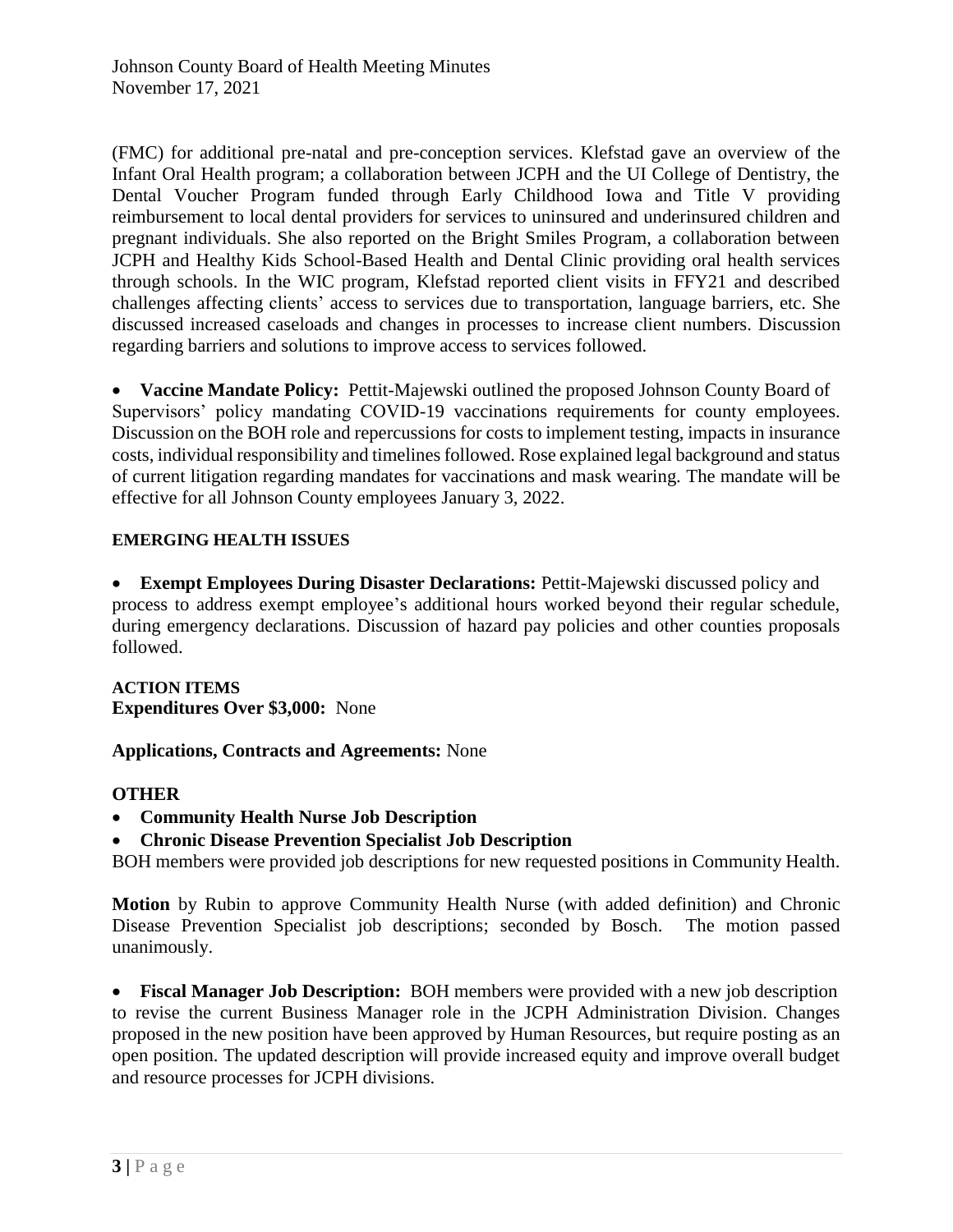(FMC) for additional pre-natal and pre-conception services. Klefstad gave an overview of the Infant Oral Health program; a collaboration between JCPH and the UI College of Dentistry, the Dental Voucher Program funded through Early Childhood Iowa and Title V providing reimbursement to local dental providers for services to uninsured and underinsured children and pregnant individuals. She also reported on the Bright Smiles Program, a collaboration between JCPH and Healthy Kids School-Based Health and Dental Clinic providing oral health services through schools. In the WIC program, Klefstad reported client visits in FFY21 and described challenges affecting clients' access to services due to transportation, language barriers, etc. She discussed increased caseloads and changes in processes to increase client numbers. Discussion regarding barriers and solutions to improve access to services followed.

- **Vaccine Mandate Policy:** Pettit-Majewski outlined the proposed Johnson County Board of Supervisors' policy mandating COVID-19 vaccinations requirements for county employees. Discussion on the BOH role and repercussions for costs to implement testing, impacts in insurance costs, individual responsibility and timelines followed. Rose explained legal background and status of current litigation regarding mandates for vaccinations and mask wearing. The mandate will be effective for all Johnson County employees January 3, 2022.

**EMERGING HEALTH ISSUES**

- **Exempt Employees During Disaster Declarations:** Pettit-Majewski discussed policy and process to address exempt employee's additional hours worked beyond their regular schedule, during emergency declarations. Discussion of hazard pay policies and other counties proposals followed.

**ACTION ITEMS**
**Expenditures Over $3,000:** None

**Applications, Contracts and Agreements:** None

**OTHER**

- **Community Health Nurse Job Description**
- **Chronic Disease Prevention Specialist Job Description**

BOH members were provided job descriptions for new requested positions in Community Health.

**Motion** by Rubin to approve Community Health Nurse (with added definition) and Chronic Disease Prevention Specialist job descriptions; seconded by Bosch. The motion passed unanimously.

- **Fiscal Manager Job Description:** BOH members were provided with a new job description to revise the current Business Manager role in the JCPH Administration Division. Changes proposed in the new position have been approved by Human Resources, but require posting as an open position. The updated description will provide increased equity and improve overall budget and resource processes for JCPH divisions.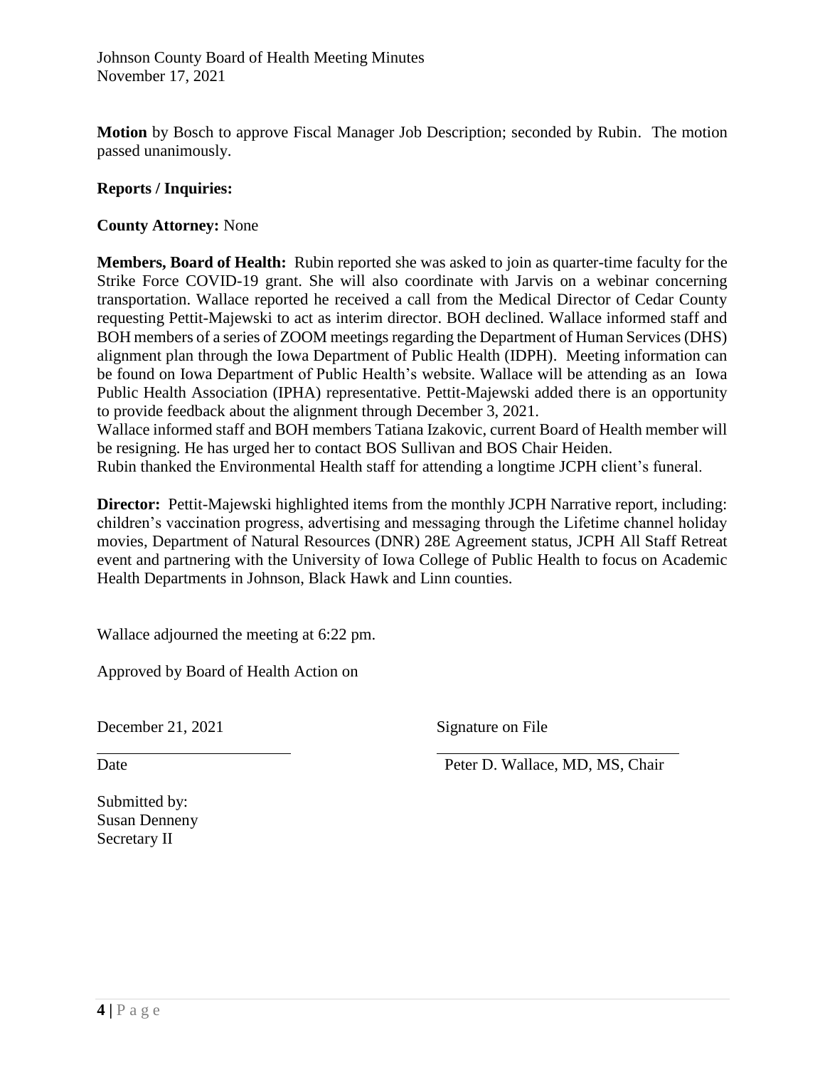**Motion** by Bosch to approve Fiscal Manager Job Description; seconded by Rubin. The motion passed unanimously.

**Reports / Inquiries:**

**County Attorney:** None

**Members, Board of Health:** Rubin reported she was asked to join as quarter-time faculty for the Strike Force COVID-19 grant. She will also coordinate with Jarvis on a webinar concerning transportation. Wallace reported he received a call from the Medical Director of Cedar County requesting Pettit-Majewski to act as interim director. BOH declined. Wallace informed staff and BOH members of a series of ZOOM meetings regarding the Department of Human Services (DHS) alignment plan through the Iowa Department of Public Health (IDPH). Meeting information can be found on Iowa Department of Public Health's website. Wallace will be attending as an Iowa Public Health Association (IPHA) representative. Pettit-Majewski added there is an opportunity to provide feedback about the alignment through December 3, 2021.

Wallace informed staff and BOH members Tatiana Izakovic, current Board of Health member will be resigning. He has urged her to contact BOS Sullivan and BOS Chair Heiden.

Rubin thanked the Environmental Health staff for attending a longtime JCPH client's funeral.

**Director:** Pettit-Majewski highlighted items from the monthly JCPH Narrative report, including: children's vaccination progress, advertising and messaging through the Lifetime channel holiday movies, Department of Natural Resources (DNR) 28E Agreement status, JCPH All Staff Retreat event and partnering with the University of Iowa College of Public Health to focus on Academic Health Departments in Johnson, Black Hawk and Linn counties.

Wallace adjourned the meeting at 6:22 pm.

Approved by Board of Health Action on

| | |
|---|---|
| December 21, 2021 | Signature on File |
| Date | Peter D. Wallace, MD, MS, Chair |

Submitted by:
Susan Denneny
Secretary II